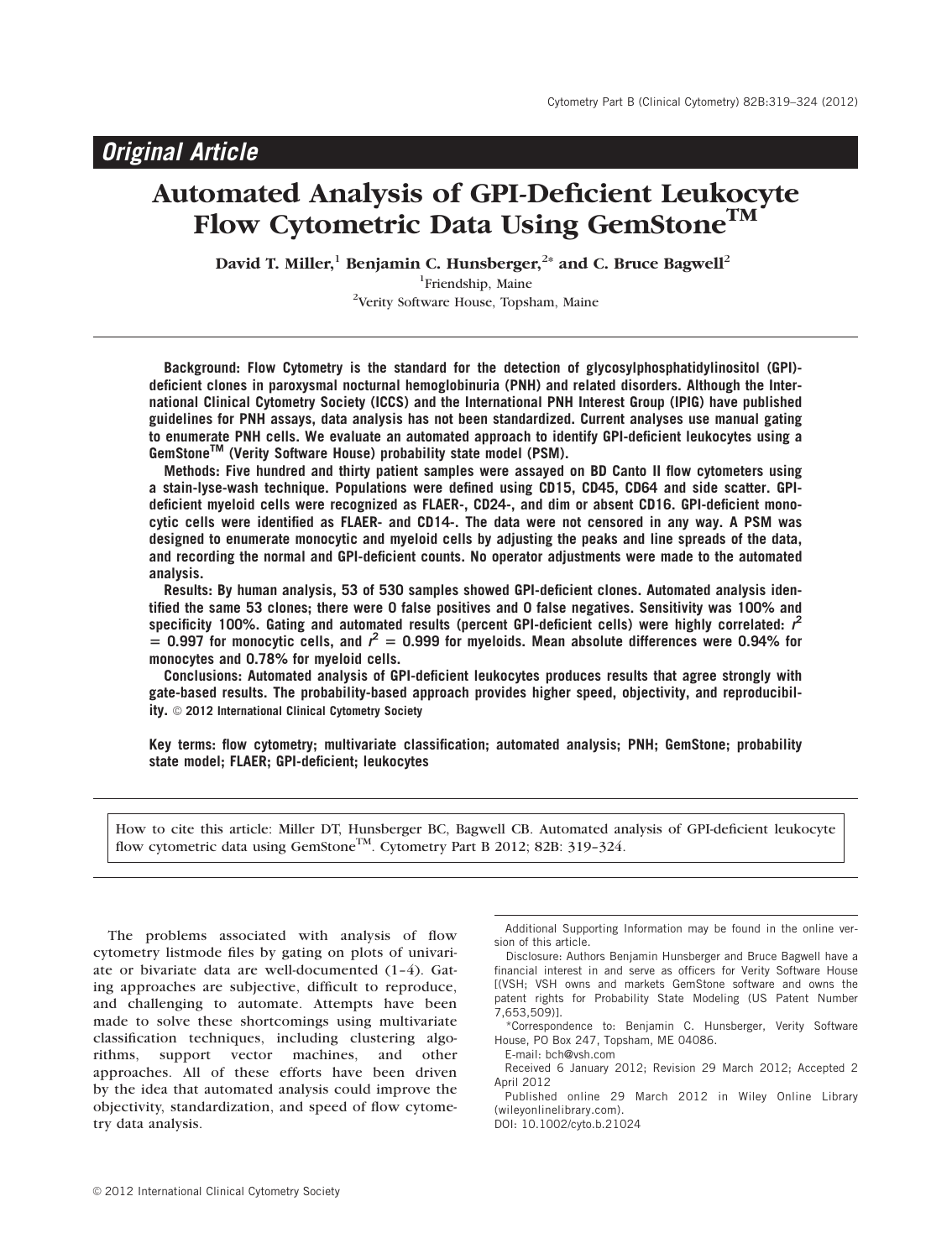## Original Article

# Automated Analysis of GPI-Deficient Leukocyte Flow Cytometric Data Using GemStone™

**David T. Miller,[1] Benjamin C. Hunsberger,[2]* and C. Bruce Bagwell[2]**

[1]Friendship, Maine

[2]Verity Software House, Topsham, Maine

**Background: Flow Cytometry is the standard for the detection of glycosylphosphatidylinositol (GPI)-deficient clones in paroxysmal nocturnal hemoglobinuria (PNH) and related disorders. Although the International Clinical Cytometry Society (ICCS) and the International PNH Interest Group (IPIG) have published guidelines for PNH assays, data analysis has not been standardized. Current analyses use manual gating to enumerate PNH cells. We evaluate an automated approach to identify GPI-deficient leukocytes using a GemStone™ (Verity Software House) probability state model (PSM).**

**Methods: Five hundred and thirty patient samples were assayed on BD Canto II flow cytometers using a stain-lyse-wash technique. Populations were defined using CD15, CD45, CD64 and side scatter. GPI-deficient myeloid cells were recognized as FLAER-, CD24-, and dim or absent CD16. GPI-deficient monocytic cells were identified as FLAER- and CD14-. The data were not censored in any way. A PSM was designed to enumerate monocytic and myeloid cells by adjusting the peaks and line spreads of the data, and recording the normal and GPI-deficient counts. No operator adjustments were made to the automated analysis.**

**Results: By human analysis, 53 of 530 samples showed GPI-deficient clones. Automated analysis identified the same 53 clones; there were 0 false positives and 0 false negatives. Sensitivity was 100% and specificity 100%. Gating and automated results (percent GPI-deficient cells) were highly correlated: $r^2 = 0.997$ for monocytic cells, and $r^2 = 0.999$ for myeloids. Mean absolute differences were 0.94% for monocytes and 0.78% for myeloid cells.**

**Conclusions: Automated analysis of GPI-deficient leukocytes produces results that agree strongly with gate-based results. The probability-based approach provides higher speed, objectivity, and reproducibility.** © **2012 International Clinical Cytometry Society**

**Key terms: flow cytometry; multivariate classification; automated analysis; PNH; GemStone; probability state model; FLAER; GPI-deficient; leukocytes**

How to cite this article: Miller DT, Hunsberger BC, Bagwell CB. Automated analysis of GPI-deficient leukocyte flow cytometric data using GemStone™. Cytometry Part B 2012; 82B: 319–324.

The problems associated with analysis of flow cytometry listmode files by gating on plots of univariate or bivariate data are well-documented (1–4). Gating approaches are subjective, difficult to reproduce, and challenging to automate. Attempts have been made to solve these shortcomings using multivariate classification techniques, including clustering algorithms, support vector machines, and other approaches. All of these efforts have been driven by the idea that automated analysis could improve the objectivity, standardization, and speed of flow cytometry data analysis.

Additional Supporting Information may be found in the online version of this article.

Disclosure: Authors Benjamin Hunsberger and Bruce Bagwell have a financial interest in and serve as officers for Verity Software House [(VSH; VSH owns and markets GemStone software and owns the patent rights for Probability State Modeling (US Patent Number 7,653,509)].

*Correspondence to: Benjamin C. Hunsberger, Verity Software House, PO Box 247, Topsham, ME 04086.

E-mail: bch@vsh.com

Received 6 January 2012; Revision 29 March 2012; Accepted 2 April 2012

Published online 29 March 2012 in Wiley Online Library (wileyonlinelibrary.com).

DOI: 10.1002/cyto.b.21024

© 2012 International Clinical Cytometry Society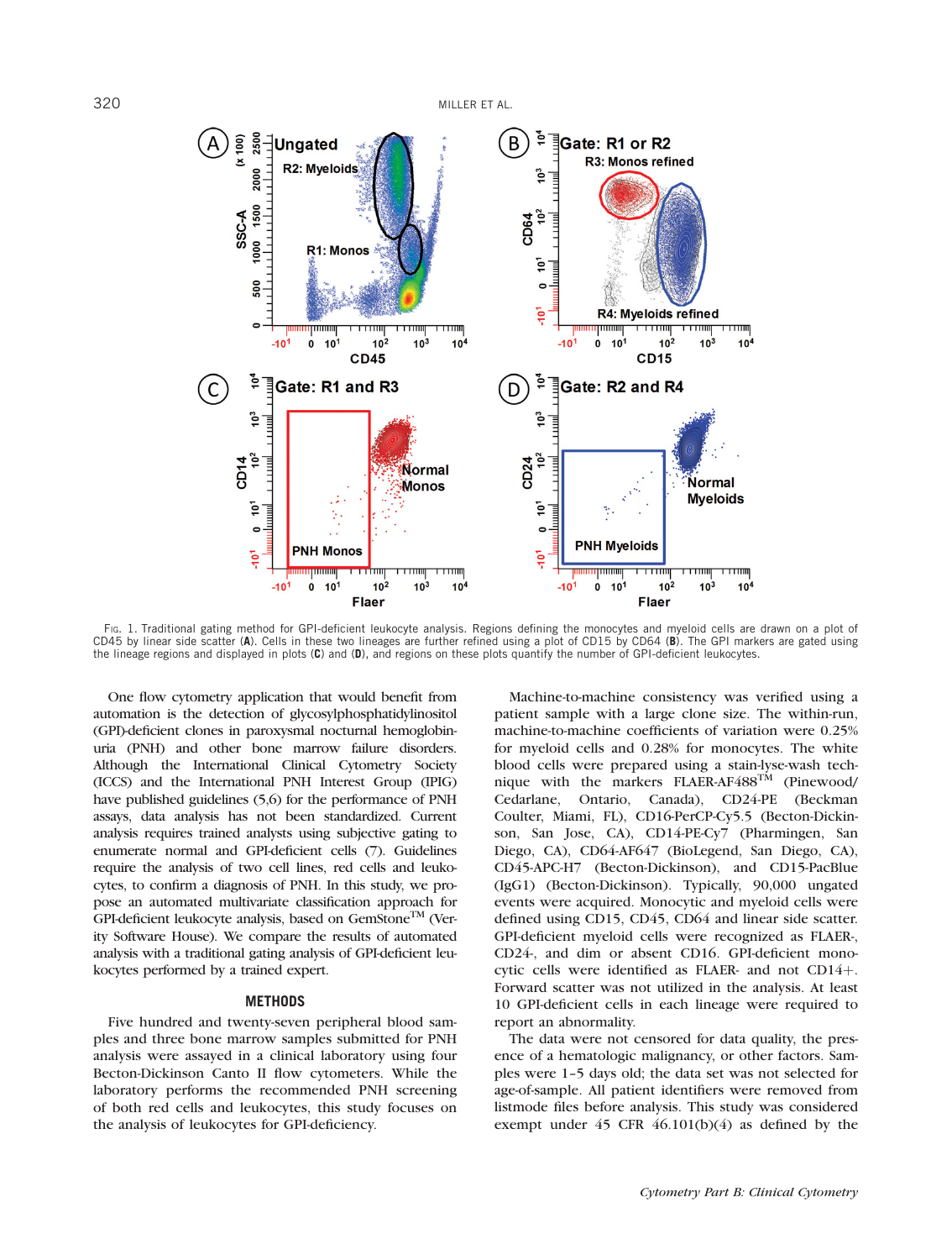A
Ungated
R2: Myeloids
R1: Monos
SSC-A (x 100)
CD45

B
Gate: R1 or R2
R3: Monos refined
R4: Myeloids refined
CD64
CD15

C
Gate: R1 and R3
Normal Monos
PNH Monos
CD14
Flaer

D
Gate: R2 and R4
Normal Myeloids
PNH Myeloids
CD24
Flaer

Fig. 1. Traditional gating method for GPI-deficient leukocyte analysis. Regions defining the monocytes and myeloid cells are drawn on a plot of CD45 by linear side scatter (**A**). Cells in these two lineages are further refined using a plot of CD15 by CD64 (**B**). The GPI markers are gated using the lineage regions and displayed in plots (**C**) and (**D**), and regions on these plots quantify the number of GPI-deficient leukocytes.

One flow cytometry application that would benefit from automation is the detection of glycosylphosphatidylinositol (GPI)-deficient clones in paroxysmal nocturnal hemoglobinuria (PNH) and other bone marrow failure disorders. Although the International Clinical Cytometry Society (ICCS) and the International PNH Interest Group (IPIG) have published guidelines (5,6) for the performance of PNH assays, data analysis has not been standardized. Current analysis requires trained analysts using subjective gating to enumerate normal and GPI-deficient cells (7). Guidelines require the analysis of two cell lines, red cells and leukocytes, to confirm a diagnosis of PNH. In this study, we propose an automated multivariate classification approach for GPI-deficient leukocyte analysis, based on GemStone™ (Verity Software House). We compare the results of automated analysis with a traditional gating analysis of GPI-deficient leukocytes performed by a trained expert.

## METHODS

Five hundred and twenty-seven peripheral blood samples and three bone marrow samples submitted for PNH analysis were assayed in a clinical laboratory using four Becton-Dickinson Canto II flow cytometers. While the laboratory performs the recommended PNH screening of both red cells and leukocytes, this study focuses on the analysis of leukocytes for GPI-deficiency.

Machine-to-machine consistency was verified using a patient sample with a large clone size. The within-run, machine-to-machine coefficients of variation were 0.25% for myeloid cells and 0.28% for monocytes. The white blood cells were prepared using a stain-lyse-wash technique with the markers FLAER-AF488™ (Pinewood/Cedarlane, Ontario, Canada), CD24-PE (Beckman Coulter, Miami, FL), CD16-PerCP-Cy5.5 (Becton-Dickinson, San Jose, CA), CD14-PE-Cy7 (Pharmingen, San Diego, CA), CD64-AF647 (BioLegend, San Diego, CA), CD45-APC-H7 (Becton-Dickinson), and CD15-PacBlue (IgG1) (Becton-Dickinson). Typically, 90,000 ungated events were acquired. Monocytic and myeloid cells were defined using CD15, CD45, CD64 and linear side scatter. GPI-deficient myeloid cells were recognized as FLAER-, CD24-, and dim or absent CD16. GPI-deficient monocytic cells were identified as FLAER- and not CD14+. Forward scatter was not utilized in the analysis. At least 10 GPI-deficient cells in each lineage were required to report an abnormality.

The data were not censored for data quality, the presence of a hematologic malignancy, or other factors. Samples were 1–5 days old; the data set was not selected for age-of-sample. All patient identifiers were removed from listmode files before analysis. This study was considered exempt under 45 CFR 46.101(b)(4) as defined by the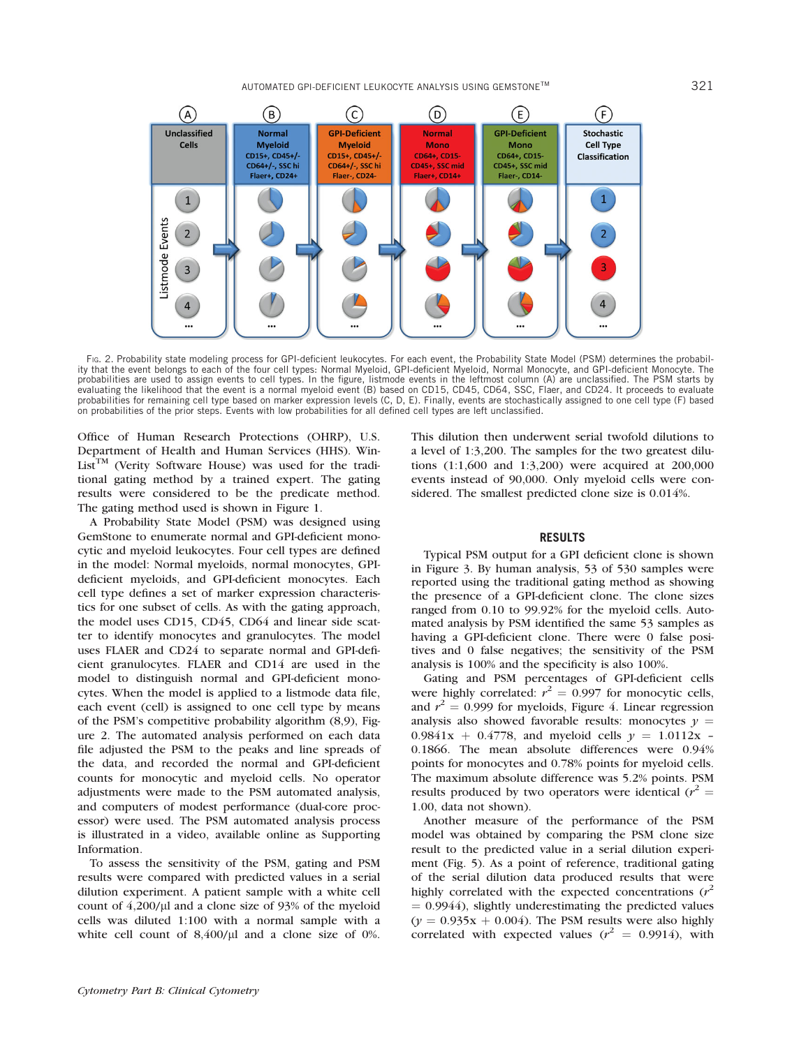Fig. 2. Probability state modeling process for GPI-deficient leukocytes. For each event, the Probability State Model (PSM) determines the probability that the event belongs to each of the four cell types: Normal Myeloid, GPI-deficient Myeloid, Normal Monocyte, and GPI-deficient Monocyte. The probabilities are used to assign events to cell types. In the figure, listmode events in the leftmost column (A) are unclassified. The PSM starts by evaluating the likelihood that the event is a normal myeloid event (B) based on CD15, CD45, CD64, SSC, Flaer, and CD24. It proceeds to evaluate probabilities for remaining cell type based on marker expression levels (C, D, E). Finally, events are stochastically assigned to one cell type (F) based on probabilities of the prior steps. Events with low probabilities for all defined cell types are left unclassified.

Office of Human Research Protections (OHRP), U.S. Department of Health and Human Services (HHS). WinList™ (Verity Software House) was used for the traditional gating method by a trained expert. The gating results were considered to be the predicate method. The gating method used is shown in Figure 1.

A Probability State Model (PSM) was designed using GemStone to enumerate normal and GPI-deficient monocytic and myeloid leukocytes. Four cell types are defined in the model: Normal myeloids, normal monocytes, GPI-deficient myeloids, and GPI-deficient monocytes. Each cell type defines a set of marker expression characteristics for one subset of cells. As with the gating approach, the model uses CD15, CD45, CD64 and linear side scatter to identify monocytes and granulocytes. The model uses FLAER and CD24 to separate normal and GPI-deficient granulocytes. FLAER and CD14 are used in the model to distinguish normal and GPI-deficient monocytes. When the model is applied to a listmode data file, each event (cell) is assigned to one cell type by means of the PSM's competitive probability algorithm (8,9), Figure 2. The automated analysis performed on each data file adjusted the PSM to the peaks and line spreads of the data, and recorded the normal and GPI-deficient counts for monocytic and myeloid cells. No operator adjustments were made to the PSM automated analysis, and computers of modest performance (dual-core processor) were used. The PSM automated analysis process is illustrated in a video, available online as Supporting Information.

To assess the sensitivity of the PSM, gating and PSM results were compared with predicted values in a serial dilution experiment. A patient sample with a white cell count of 4,200/µl and a clone size of 93% of the myeloid cells was diluted 1:100 with a normal sample with a white cell count of 8,400/µl and a clone size of 0%. This dilution then underwent serial twofold dilutions to a level of 1:3,200. The samples for the two greatest dilutions (1:1,600 and 1:3,200) were acquired at 200,000 events instead of 90,000. Only myeloid cells were considered. The smallest predicted clone size is 0.014%.

## RESULTS

Typical PSM output for a GPI deficient clone is shown in Figure 3. By human analysis, 53 of 530 samples were reported using the traditional gating method as showing the presence of a GPI-deficient clone. The clone sizes ranged from 0.10 to 99.92% for the myeloid cells. Automated analysis by PSM identified the same 53 samples as having a GPI-deficient clone. There were 0 false positives and 0 false negatives; the sensitivity of the PSM analysis is 100% and the specificity is also 100%.

Gating and PSM percentages of GPI-deficient cells were highly correlated: $r^2 = 0.997$ for monocytic cells, and $r^2 = 0.999$ for myeloids, Figure 4. Linear regression analysis also showed favorable results: monocytes $y = 0.9841x + 0.4778$, and myeloid cells $y = 1.0112x - 0.1866$. The mean absolute differences were 0.94% points for monocytes and 0.78% points for myeloid cells. The maximum absolute difference was 5.2% points. PSM results produced by two operators were identical ($r^2 = 1.00$, data not shown).

Another measure of the performance of the PSM model was obtained by comparing the PSM clone size result to the predicted value in a serial dilution experiment (Fig. 5). As a point of reference, traditional gating of the serial dilution data produced results that were highly correlated with the expected concentrations ($r^2 = 0.9944$), slightly underestimating the predicted values ($y = 0.935x + 0.004$). The PSM results were also highly correlated with expected values ($r^2 = 0.9914$), with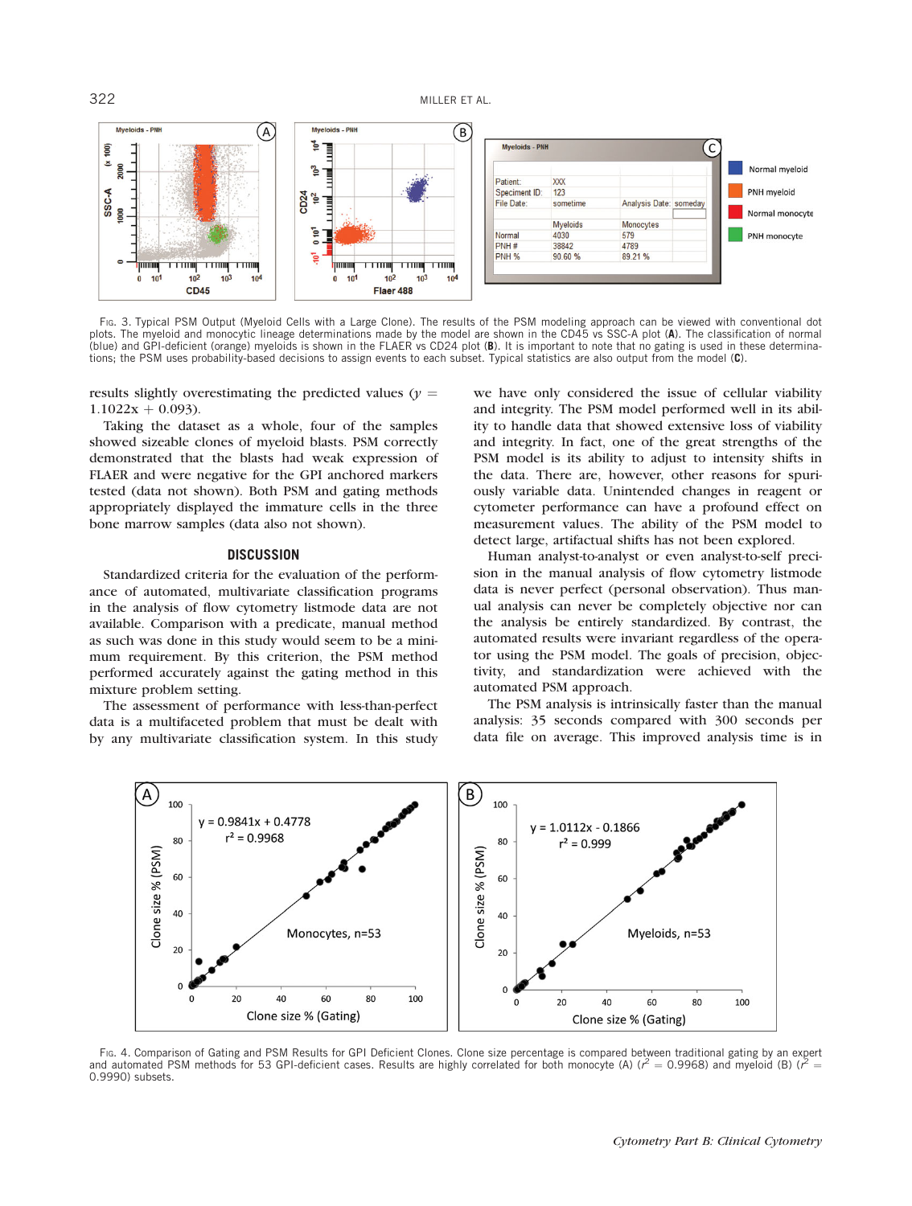Myeloids - PNH

A

SSC-A (x 100)

2000

1000

0

0 $10^1$ $10^2$ $10^3$ $10^4$

CD45

Myeloids - PNH

B

CD24

$10^4$

$10^3$

$10^2$

0 $10^1$

$-10^1$

0 $10^1$ $10^2$ $10^3$ $10^4$

Flaer 488

Myeloids - PNH

C

Patient: XXX
Speciment ID: 123
File Date: sometime Analysis Date: someday

| | Myeloids | Monocytes |
|---|---|---|
| Normal | 4030 | 579 |
| PNH # | 38842 | 4789 |
| PNH % | 90.60 % | 89.21 % |

Normal myeloid
PNH myeloid
Normal monocyte
PNH monocyte

Fig. 3. Typical PSM Output (Myeloid Cells with a Large Clone). The results of the PSM modeling approach can be viewed with conventional dot plots. The myeloid and monocytic lineage determinations made by the model are shown in the CD45 vs SSC-A plot (**A**). The classification of normal (blue) and GPI-deficient (orange) myeloids is shown in the FLAER vs CD24 plot (**B**). It is important to note that no gating is used in these determinations; the PSM uses probability-based decisions to assign events to each subset. Typical statistics are also output from the model (**C**).

results slightly overestimating the predicted values ($y = 1.1022x + 0.093$).

Taking the dataset as a whole, four of the samples showed sizeable clones of myeloid blasts. PSM correctly demonstrated that the blasts had weak expression of FLAER and were negative for the GPI anchored markers tested (data not shown). Both PSM and gating methods appropriately displayed the immature cells in the three bone marrow samples (data also not shown).

## DISCUSSION

Standardized criteria for the evaluation of the performance of automated, multivariate classification programs in the analysis of flow cytometry listmode data are not available. Comparison with a predicate, manual method as such was done in this study would seem to be a minimum requirement. By this criterion, the PSM method performed accurately against the gating method in this mixture problem setting.

The assessment of performance with less-than-perfect data is a multifaceted problem that must be dealt with by any multivariate classification system. In this study we have only considered the issue of cellular viability and integrity. The PSM model performed well in its ability to handle data that showed extensive loss of viability and integrity. In fact, one of the great strengths of the PSM model is its ability to adjust to intensity shifts in the data. There are, however, other reasons for spuriously variable data. Unintended changes in reagent or cytometer performance can have a profound effect on measurement values. The ability of the PSM model to detect large, artifactual shifts has not been explored.

Human analyst-to-analyst or even analyst-to-self precision in the manual analysis of flow cytometry listmode data is never perfect (personal observation). Thus manual analysis can never be completely objective nor can the analysis be entirely standardized. By contrast, the automated results were invariant regardless of the operator using the PSM model. The goals of precision, objectivity, and standardization were achieved with the automated PSM approach.

The PSM analysis is intrinsically faster than the manual analysis: 35 seconds compared with 300 seconds per data file on average. This improved analysis time is in

A

y = 0.9841x + 0.4778
$r^2$ = 0.9968

Monocytes, n=53

Clone size % (PSM)

Clone size % (Gating)

0 20 40 60 80 100

B

y = 1.0112x - 0.1866
$r^2$ = 0.999

Myeloids, n=53

Clone size % (PSM)

Clone size % (Gating)

0 20 40 60 80 100

Fig. 4. Comparison of Gating and PSM Results for GPI Deficient Clones. Clone size percentage is compared between traditional gating by an expert and automated PSM methods for 53 GPI-deficient cases. Results are highly correlated for both monocyte (A) ($r^2 = 0.9968$) and myeloid (B) ($r^2 = 0.9990$) subsets.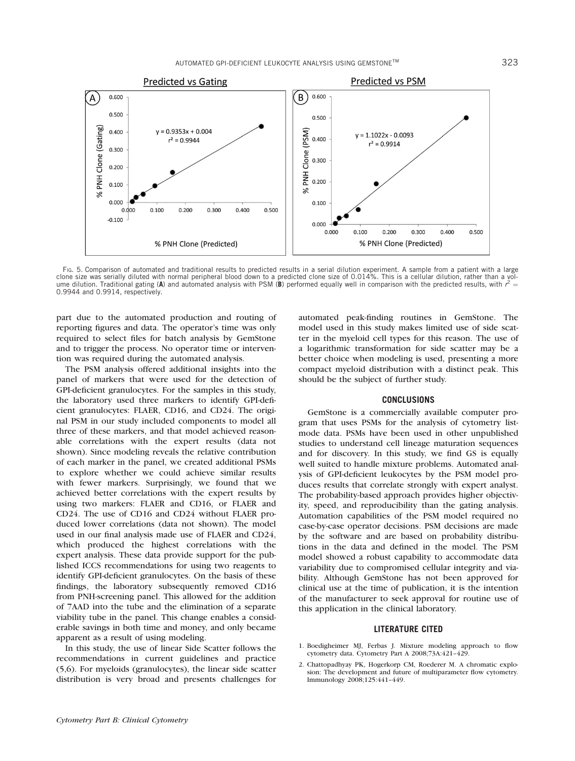Predicted vs Gating

A

% PNH Clone (Gating)

% PNH Clone (Predicted)

y = 0.9353x + 0.004

r² = 0.9944

0.600
0.500
0.400
0.300
0.200
0.100
0.000
-0.100

0.000 0.100 0.200 0.300 0.400 0.500

Predicted vs PSM

B

% PNH Clone (PSM)

% PNH Clone (Predicted)

y = 1.1022x - 0.0093

r² = 0.9914

0.600
0.500
0.400
0.300
0.200
0.100
0.000

0.000 0.100 0.200 0.300 0.400 0.500

Fig. 5. Comparison of automated and traditional results to predicted results in a serial dilution experiment. A sample from a patient with a large clone size was serially diluted with normal peripheral blood down to a predicted clone size of 0.014%. This is a cellular dilution, rather than a volume dilution. Traditional gating (**A**) and automated analysis with PSM (**B**) performed equally well in comparison with the predicted results, with $r^2 = 0.9944$ and 0.9914, respectively.

part due to the automated production and routing of reporting figures and data. The operator's time was only required to select files for batch analysis by GemStone and to trigger the process. No operator time or intervention was required during the automated analysis.

The PSM analysis offered additional insights into the panel of markers that were used for the detection of GPI-deficient granulocytes. For the samples in this study, the laboratory used three markers to identify GPI-deficient granulocytes: FLAER, CD16, and CD24. The original PSM in our study included components to model all three of these markers, and that model achieved reasonable correlations with the expert results (data not shown). Since modeling reveals the relative contribution of each marker in the panel, we created additional PSMs to explore whether we could achieve similar results with fewer markers. Surprisingly, we found that we achieved better correlations with the expert results by using two markers: FLAER and CD16, or FLAER and CD24. The use of CD16 and CD24 without FLAER produced lower correlations (data not shown). The model used in our final analysis made use of FLAER and CD24, which produced the highest correlations with the expert analysis. These data provide support for the published ICCS recommendations for using two reagents to identify GPI-deficient granulocytes. On the basis of these findings, the laboratory subsequently removed CD16 from PNH-screening panel. This allowed for the addition of 7AAD into the tube and the elimination of a separate viability tube in the panel. This change enables a considerable savings in both time and money, and only became apparent as a result of using modeling.

In this study, the use of linear Side Scatter follows the recommendations in current guidelines and practice (5,6). For myeloids (granulocytes), the linear side scatter distribution is very broad and presents challenges for automated peak-finding routines in GemStone. The model used in this study makes limited use of side scatter in the myeloid cell types for this reason. The use of a logarithmic transformation for side scatter may be a better choice when modeling is used, presenting a more compact myeloid distribution with a distinct peak. This should be the subject of further study.

## CONCLUSIONS

GemStone is a commercially available computer program that uses PSMs for the analysis of cytometry listmode data. PSMs have been used in other unpublished studies to understand cell lineage maturation sequences and for discovery. In this study, we find GS is equally well suited to handle mixture problems. Automated analysis of GPI-deficient leukocytes by the PSM model produces results that correlate strongly with expert analyst. The probability-based approach provides higher objectivity, speed, and reproducibility than the gating analysis. Automation capabilities of the PSM model required no case-by-case operator decisions. PSM decisions are made by the software and are based on probability distributions in the data and defined in the model. The PSM model showed a robust capability to accommodate data variability due to compromised cellular integrity and viability. Although GemStone has not been approved for clinical use at the time of publication, it is the intention of the manufacturer to seek approval for routine use of this application in the clinical laboratory.

## LITERATURE CITED

1. Boedigheimer MJ, Ferbas J. Mixture modeling approach to flow cytometry data. Cytometry Part A 2008;73A:421–429.
2. Chattopadhyay PK, Hogerkorp CM, Roederer M. A chromatic explosion: The development and future of multiparameter flow cytometry. Immunology 2008;125:441–449.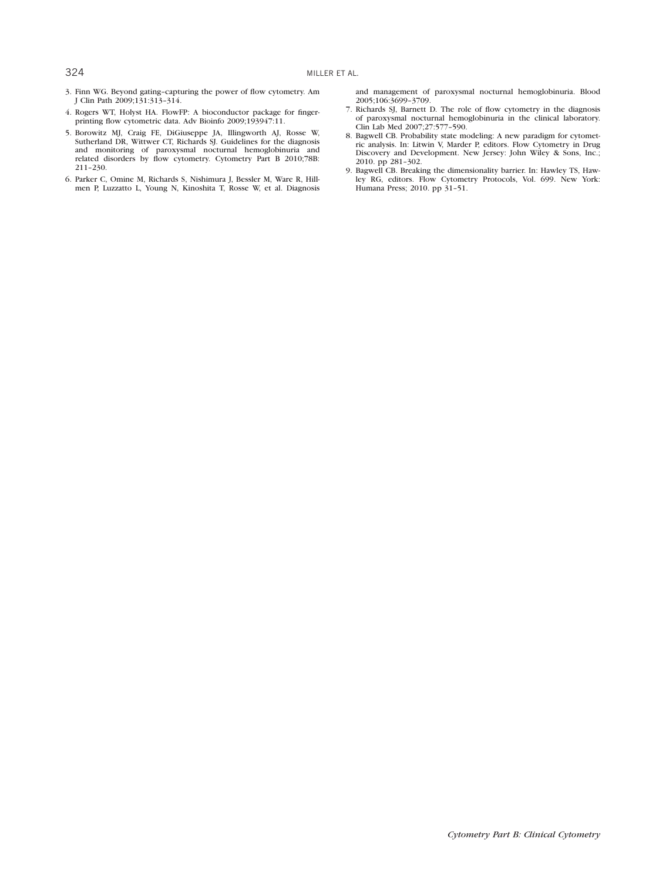3. Finn WG. Beyond gating–capturing the power of flow cytometry. Am J Clin Path 2009;131:313–314.
4. Rogers WT, Holyst HA. FlowFP: A bioconductor package for fingerprinting flow cytometric data. Adv Bioinfo 2009;193947:11.
5. Borowitz MJ, Craig FE, DiGiuseppe JA, Illingworth AJ, Rosse W, Sutherland DR, Wittwer CT, Richards SJ. Guidelines for the diagnosis and monitoring of paroxysmal nocturnal hemoglobinuria and related disorders by flow cytometry. Cytometry Part B 2010;78B: 211–230.
6. Parker C, Omine M, Richards S, Nishimura J, Bessler M, Ware R, Hillmen P, Luzzatto L, Young N, Kinoshita T, Rosse W, et al. Diagnosis and management of paroxysmal nocturnal hemoglobinuria. Blood 2005;106:3699–3709.
7. Richards SJ, Barnett D. The role of flow cytometry in the diagnosis of paroxysmal nocturnal hemoglobinuria in the clinical laboratory. Clin Lab Med 2007;27:577–590.
8. Bagwell CB. Probability state modeling: A new paradigm for cytometric analysis. In: Litwin V, Marder P, editors. Flow Cytometry in Drug Discovery and Development. New Jersey: John Wiley & Sons, Inc.; 2010. pp 281–302.
9. Bagwell CB. Breaking the dimensionality barrier. In: Hawley TS, Hawley RG, editors. Flow Cytometry Protocols, Vol. 699. New York: Humana Press; 2010. pp 31–51.